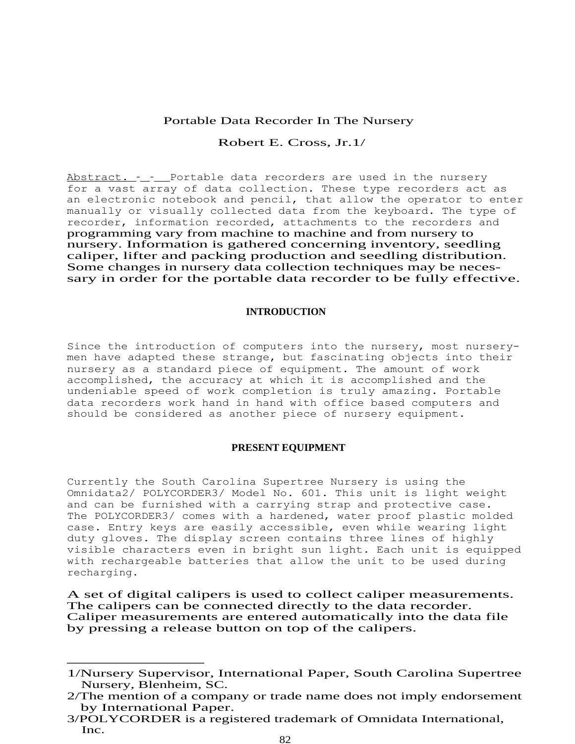# Portable Data Recorder In The Nursery

Robert E. Cross, Jr.[1]

Abstract.--Portable data recorders are used in the nursery for a vast array of data collection. These type recorders act as an electronic notebook and pencil, that allow the operator to enter manually or visually collected data from the keyboard. The type of recorder, information recorded, attachments to the recorders and programming vary from machine to machine and from nursery to nursery. Information is gathered concerning inventory, seedling caliper, lifter and packing production and seedling distribution. Some changes in nursery data collection techniques may be necessary in order for the portable data recorder to be fully effective.

## INTRODUCTION

Since the introduction of computers into the nursery, most nurserymen have adapted these strange, but fascinating objects into their nursery as a standard piece of equipment. The amount of work accomplished, the accuracy at which it is accomplished and the undeniable speed of work completion is truly amazing. Portable data recorders work hand in hand with office based computers and should be considered as another piece of nursery equipment.

## PRESENT EQUIPMENT

Currently the South Carolina Supertree Nursery is using the Omnidata[2] POLYCORDER[3] Model No. 601. This unit is light weight and can be furnished with a carrying strap and protective case. The POLYCORDER[3] comes with a hardened, water proof plastic molded case. Entry keys are easily accessible, even while wearing light duty gloves. The display screen contains three lines of highly visible characters even in bright sun light. Each unit is equipped with rechargeable batteries that allow the unit to be used during recharging.

A set of digital calipers is used to collect caliper measurements. The calipers can be connected directly to the data recorder. Caliper measurements are entered automatically into the data file by pressing a release button on top of the calipers.

---

1/Nursery Supervisor, International Paper, South Carolina Supertree Nursery, Blenheim, SC.

2/The mention of a company or trade name does not imply endorsement by International Paper.

3/POLYCORDER is a registered trademark of Omnidata International, Inc.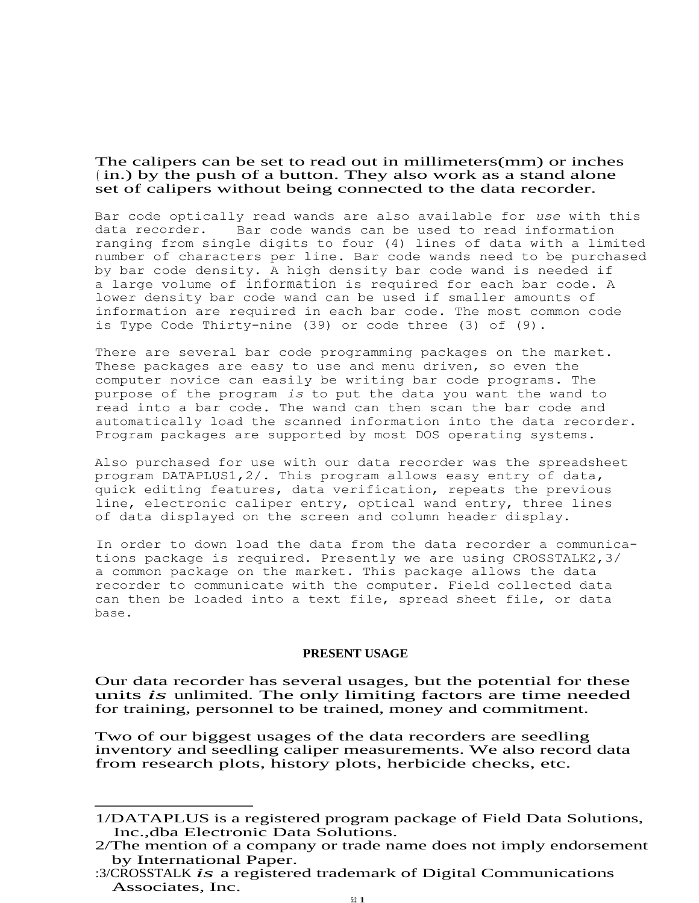The calipers can be set to read out in millimeters(mm) or inches (in.) by the push of a button. They also work as a stand alone set of calipers without being connected to the data recorder.

Bar code optically read wands are also available for *use* with this data recorder. Bar code wands can be used to read information ranging from single digits to four (4) lines of data with a limited number of characters per line. Bar code wands need to be purchased by bar code density. A high density bar code wand is needed if a large volume of information is required for each bar code. A lower density bar code wand can be used if smaller amounts of information are required in each bar code. The most common code is Type Code Thirty-nine (39) or code three (3) of (9).

There are several bar code programming packages on the market. These packages are easy to use and menu driven, so even the computer novice can easily be writing bar code programs. The purpose of the program *is* to put the data you want the wand to read into a bar code. The wand can then scan the bar code and automatically load the scanned information into the data recorder. Program packages are supported by most DOS operating systems.

Also purchased for use with our data recorder was the spreadsheet program DATAPLUS1,2/. This program allows easy entry of data, quick editing features, data verification, repeats the previous line, electronic caliper entry, optical wand entry, three lines of data displayed on the screen and column header display.

In order to down load the data from the data recorder a communications package is required. Presently we are using CROSSTALK2,3/ a common package on the market. This package allows the data recorder to communicate with the computer. Field collected data can then be loaded into a text file, spread sheet file, or data base.

## PRESENT USAGE

Our data recorder has several usages, but the potential for these units *is* unlimited. The only limiting factors are time needed for training, personnel to be trained, money and commitment.

Two of our biggest usages of the data recorders are seedling inventory and seedling caliper measurements. We also record data from research plots, history plots, herbicide checks, etc.

---

1/DATAPLUS is a registered program package of Field Data Solutions, Inc.,dba Electronic Data Solutions.

2/The mention of a company or trade name does not imply endorsement by International Paper.

3/CROSSTALK *is* a registered trademark of Digital Communications Associates, Inc.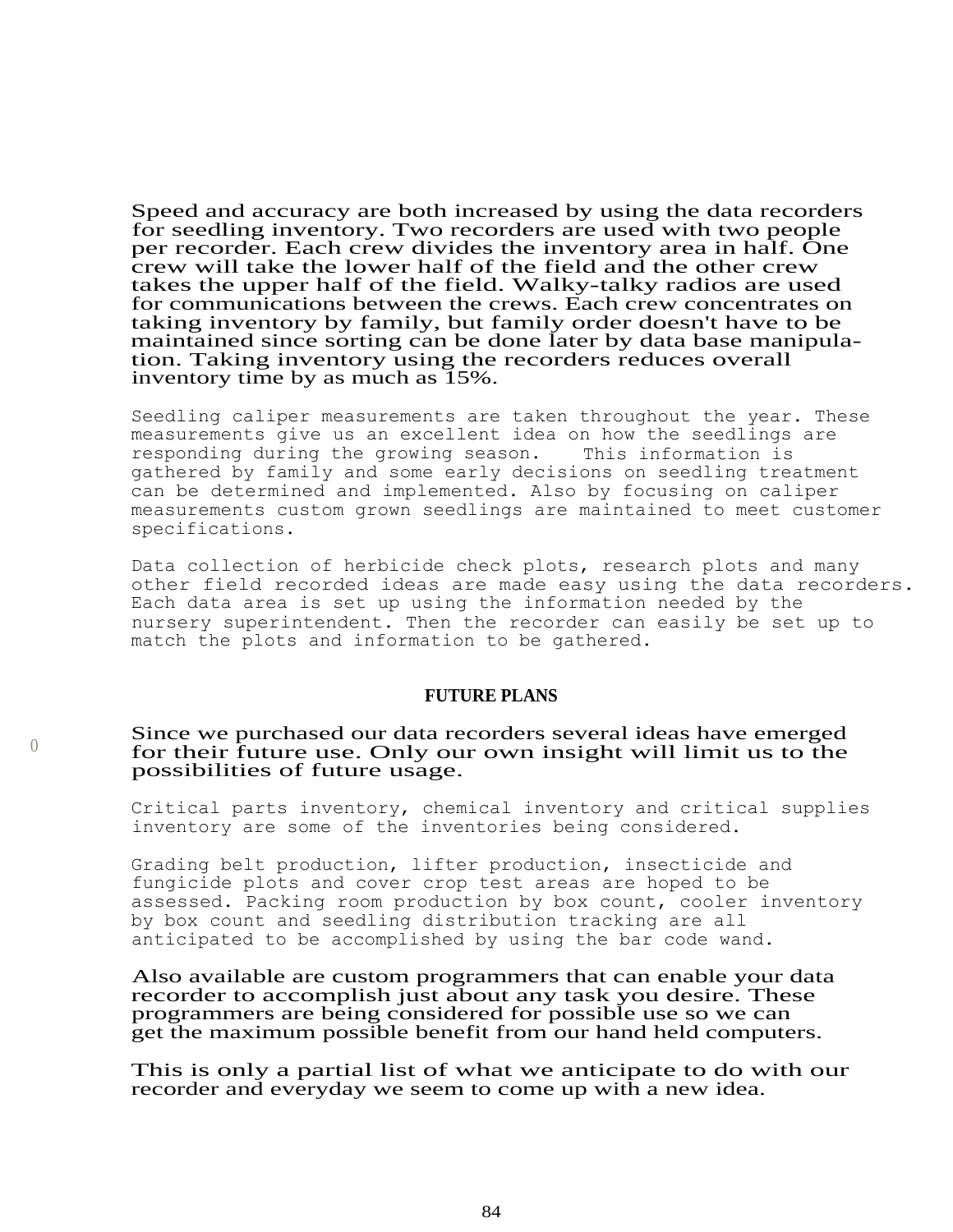Speed and accuracy are both increased by using the data recorders for seedling inventory. Two recorders are used with two people per recorder. Each crew divides the inventory area in half. One crew will take the lower half of the field and the other crew takes the upper half of the field. Walky-talky radios are used for communications between the crews. Each crew concentrates on taking inventory by family, but family order doesn't have to be maintained since sorting can be done later by data base manipulation. Taking inventory using the recorders reduces overall inventory time by as much as 15%.

Seedling caliper measurements are taken throughout the year. These measurements give us an excellent idea on how the seedlings are responding during the growing season. This information is gathered by family and some early decisions on seedling treatment can be determined and implemented. Also by focusing on caliper measurements custom grown seedlings are maintained to meet customer specifications.

Data collection of herbicide check plots, research plots and many other field recorded ideas are made easy using the data recorders. Each data area is set up using the information needed by the nursery superintendent. Then the recorder can easily be set up to match the plots and information to be gathered.

## FUTURE PLANS

Since we purchased our data recorders several ideas have emerged for their future use. Only our own insight will limit us to the possibilities of future usage.

Critical parts inventory, chemical inventory and critical supplies inventory are some of the inventories being considered.

Grading belt production, lifter production, insecticide and fungicide plots and cover crop test areas are hoped to be assessed. Packing room production by box count, cooler inventory by box count and seedling distribution tracking are all anticipated to be accomplished by using the bar code wand.

Also available are custom programmers that can enable your data recorder to accomplish just about any task you desire. These programmers are being considered for possible use so we can get the maximum possible benefit from our hand held computers.

This is only a partial list of what we anticipate to do with our recorder and everyday we seem to come up with a new idea.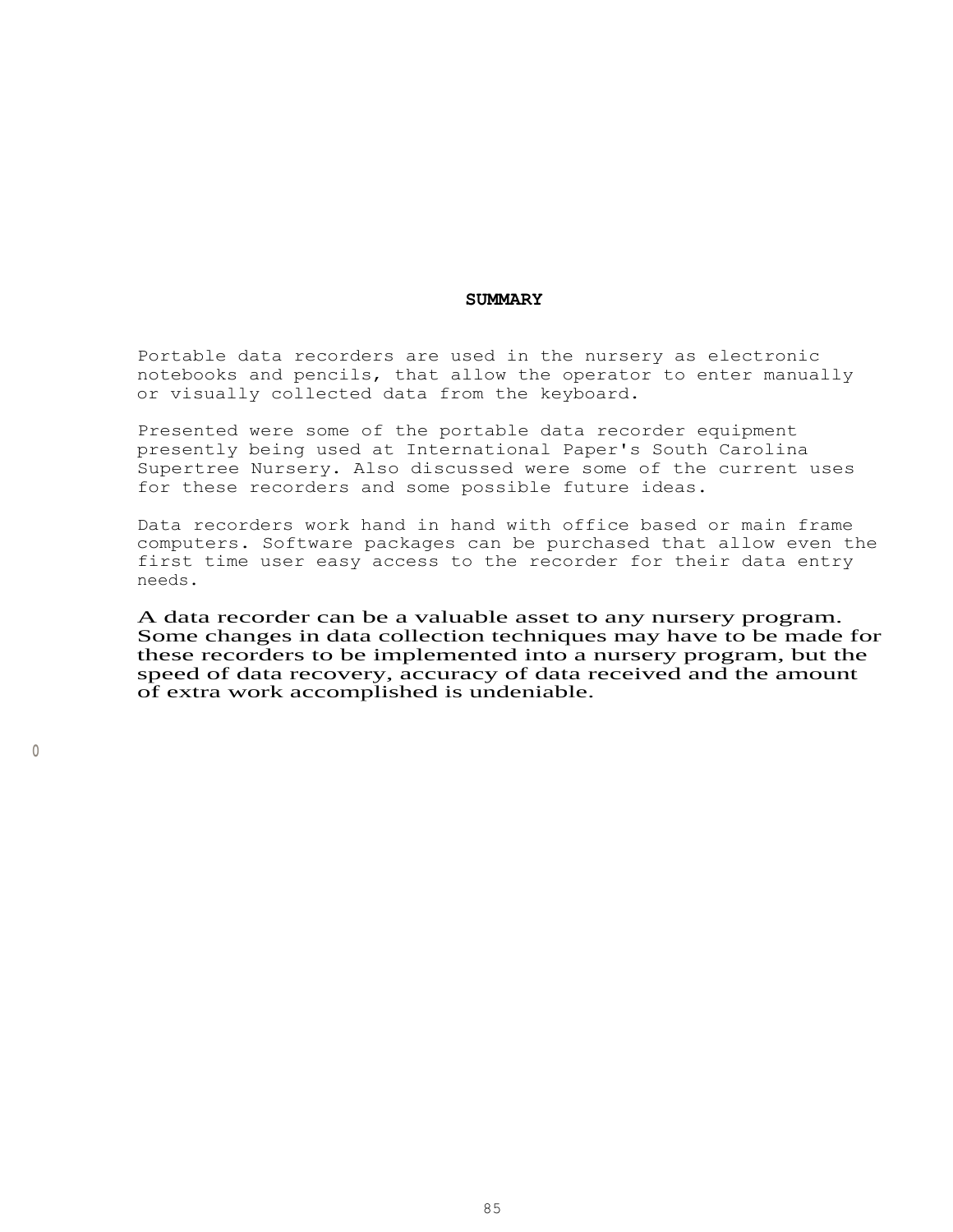## SUMMARY

Portable data recorders are used in the nursery as electronic notebooks and pencils, that allow the operator to enter manually or visually collected data from the keyboard.

Presented were some of the portable data recorder equipment presently being used at International Paper's South Carolina Supertree Nursery. Also discussed were some of the current uses for these recorders and some possible future ideas.

Data recorders work hand in hand with office based or main frame computers. Software packages can be purchased that allow even the first time user easy access to the recorder for their data entry needs.

A data recorder can be a valuable asset to any nursery program. Some changes in data collection techniques may have to be made for these recorders to be implemented into a nursery program, but the speed of data recovery, accuracy of data received and the amount of extra work accomplished is undeniable.